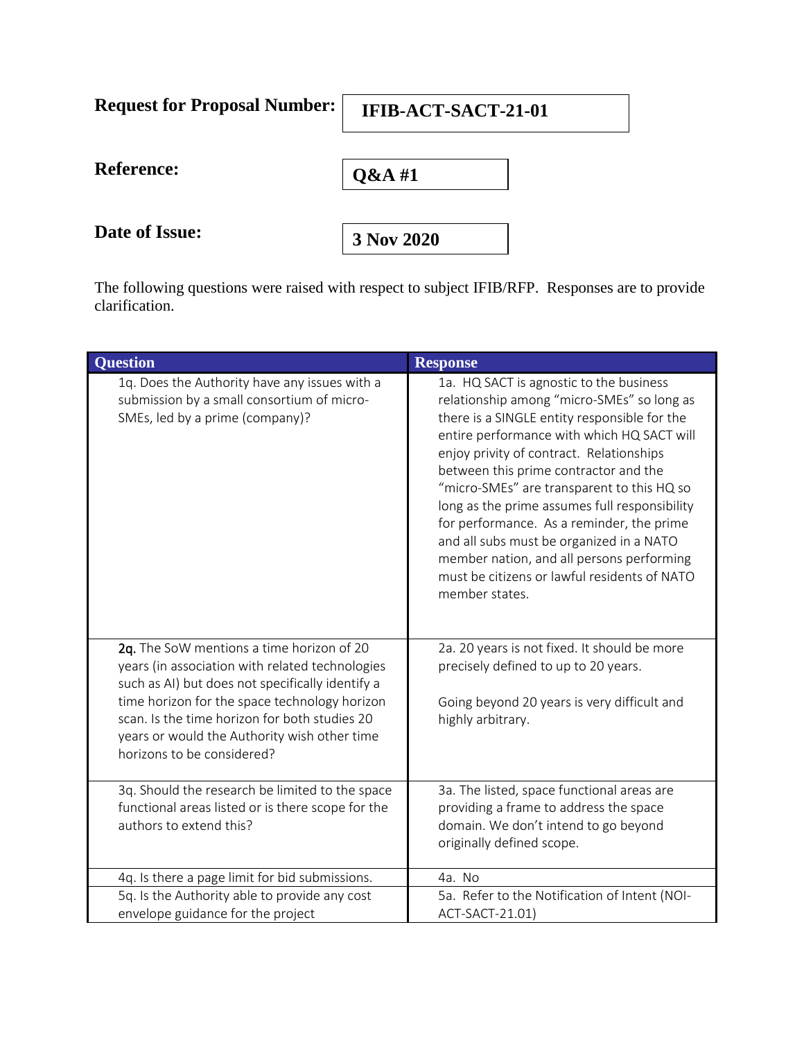**Request for Proposal Number:** **IFIB-ACT-SACT-21-01**

**Reference:** **Q&A #1**

**Date of Issue:** **3 Nov 2020**

The following questions were raised with respect to subject IFIB/RFP. Responses are to provide clarification.

| Question | Response |
| --- | --- |
| 1q. Does the Authority have any issues with a submission by a small consortium of micro-SMEs, led by a prime (company)? | 1a. HQ SACT is agnostic to the business relationship among "micro-SMEs" so long as there is a SINGLE entity responsible for the entire performance with which HQ SACT will enjoy privity of contract. Relationships between this prime contractor and the "micro-SMEs" are transparent to this HQ so long as the prime assumes full responsibility for performance. As a reminder, the prime and all subs must be organized in a NATO member nation, and all persons performing must be citizens or lawful residents of NATO member states. |
| 2q. The SoW mentions a time horizon of 20 years (in association with related technologies such as AI) but does not specifically identify a time horizon for the space technology horizon scan. Is the time horizon for both studies 20 years or would the Authority wish other time horizons to be considered? | 2a. 20 years is not fixed. It should be more precisely defined to up to 20 years.<br><br>Going beyond 20 years is very difficult and highly arbitrary. |
| 3q. Should the research be limited to the space functional areas listed or is there scope for the authors to extend this? | 3a. The listed, space functional areas are providing a frame to address the space domain. We don't intend to go beyond originally defined scope. |
| 4q. Is there a page limit for bid submissions. | 4a. No |
| 5q. Is the Authority able to provide any cost envelope guidance for the project | 5a. Refer to the Notification of Intent (NOI-ACT-SACT-21.01) |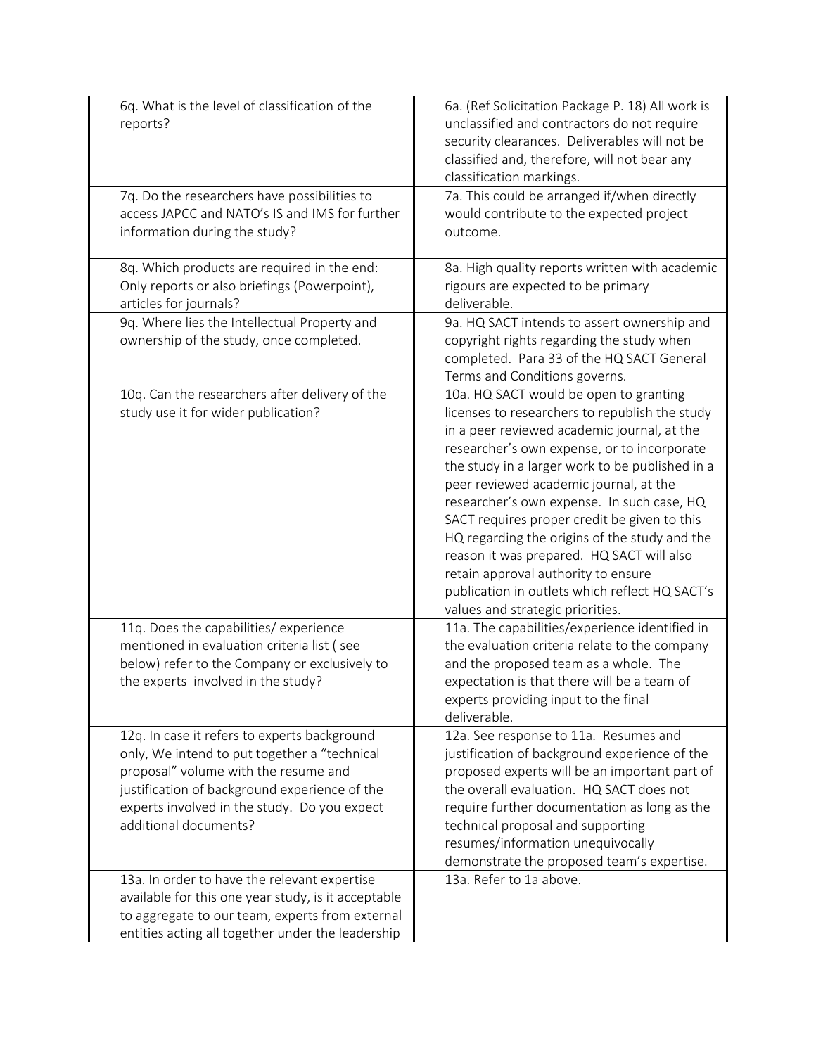| | |
|---|---|
| 6q. What is the level of classification of the reports? | 6a. (Ref Solicitation Package P. 18) All work is unclassified and contractors do not require security clearances. Deliverables will not be classified and, therefore, will not bear any classification markings. |
| 7q. Do the researchers have possibilities to access JAPCC and NATO's IS and IMS for further information during the study? | 7a. This could be arranged if/when directly would contribute to the expected project outcome. |
| 8q. Which products are required in the end: Only reports or also briefings (Powerpoint), articles for journals? | 8a. High quality reports written with academic rigours are expected to be primary deliverable. |
| 9q. Where lies the Intellectual Property and ownership of the study, once completed. | 9a. HQ SACT intends to assert ownership and copyright rights regarding the study when completed. Para 33 of the HQ SACT General Terms and Conditions governs. |
| 10q. Can the researchers after delivery of the study use it for wider publication? | 10a. HQ SACT would be open to granting licenses to researchers to republish the study in a peer reviewed academic journal, at the researcher's own expense, or to incorporate the study in a larger work to be published in a peer reviewed academic journal, at the researcher's own expense. In such case, HQ SACT requires proper credit be given to this HQ regarding the origins of the study and the reason it was prepared. HQ SACT will also retain approval authority to ensure publication in outlets which reflect HQ SACT's values and strategic priorities. |
| 11q. Does the capabilities/ experience mentioned in evaluation criteria list ( see below) refer to the Company or exclusively to the experts involved in the study? | 11a. The capabilities/experience identified in the evaluation criteria relate to the company and the proposed team as a whole. The expectation is that there will be a team of experts providing input to the final deliverable. |
| 12q. In case it refers to experts background only, We intend to put together a "technical proposal" volume with the resume and justification of background experience of the experts involved in the study. Do you expect additional documents? | 12a. See response to 11a. Resumes and justification of background experience of the proposed experts will be an important part of the overall evaluation. HQ SACT does not require further documentation as long as the technical proposal and supporting resumes/information unequivocally demonstrate the proposed team's expertise. |
| 13a. In order to have the relevant expertise available for this one year study, is it acceptable to aggregate to our team, experts from external entities acting all together under the leadership | 13a. Refer to 1a above. |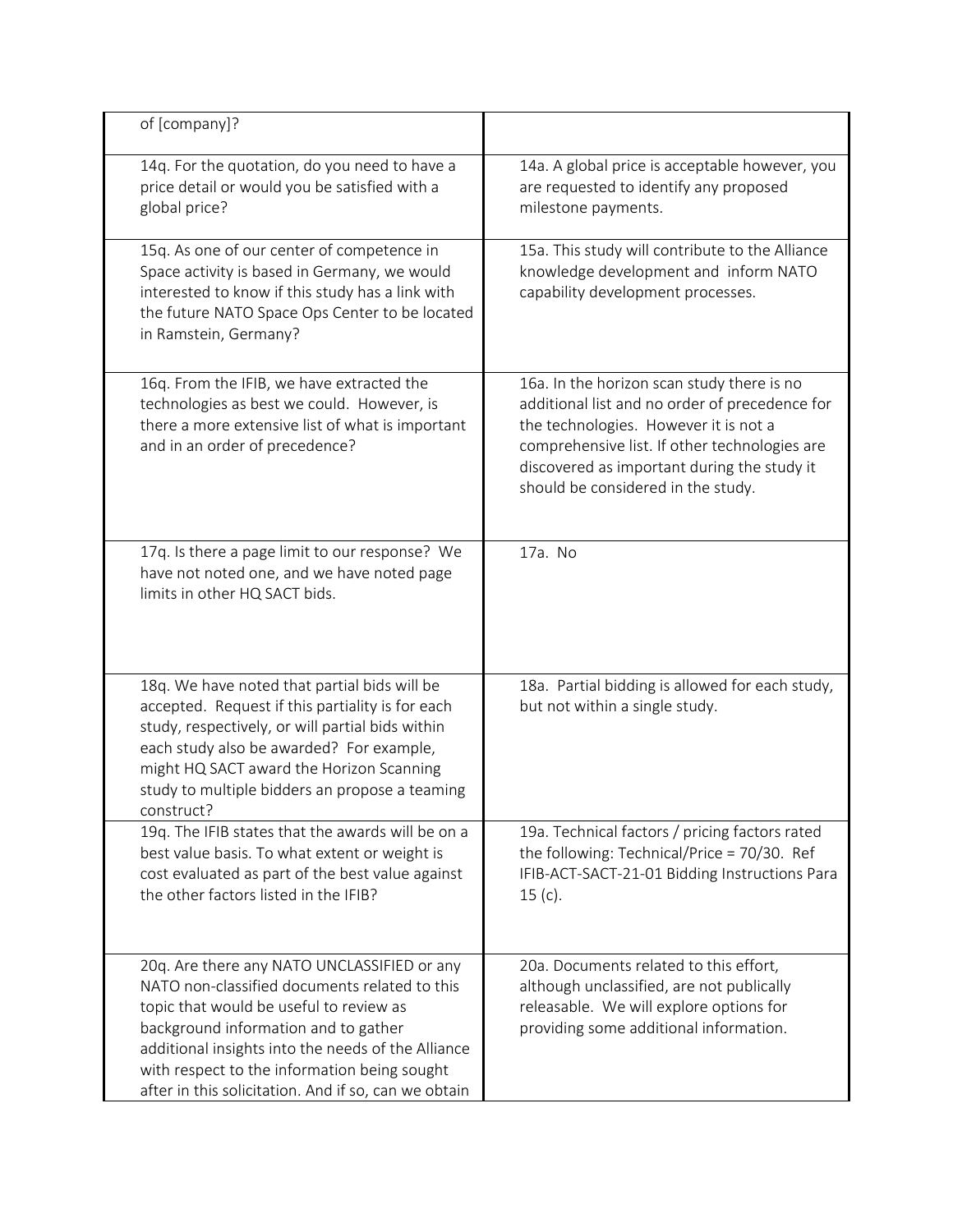| | |
|---|---|
| of [company]? | |
| 14q. For the quotation, do you need to have a price detail or would you be satisfied with a global price? | 14a. A global price is acceptable however, you are requested to identify any proposed milestone payments. |
| 15q. As one of our center of competence in Space activity is based in Germany, we would interested to know if this study has a link with the future NATO Space Ops Center to be located in Ramstein, Germany? | 15a. This study will contribute to the Alliance knowledge development and inform NATO capability development processes. |
| 16q. From the IFIB, we have extracted the technologies as best we could. However, is there a more extensive list of what is important and in an order of precedence? | 16a. In the horizon scan study there is no additional list and no order of precedence for the technologies. However it is not a comprehensive list. If other technologies are discovered as important during the study it should be considered in the study. |
| 17q. Is there a page limit to our response? We have not noted one, and we have noted page limits in other HQ SACT bids. | 17a. No |
| 18q. We have noted that partial bids will be accepted. Request if this partiality is for each study, respectively, or will partial bids within each study also be awarded? For example, might HQ SACT award the Horizon Scanning study to multiple bidders an propose a teaming construct? | 18a. Partial bidding is allowed for each study, but not within a single study. |
| 19q. The IFIB states that the awards will be on a best value basis. To what extent or weight is cost evaluated as part of the best value against the other factors listed in the IFIB? | 19a. Technical factors / pricing factors rated the following: Technical/Price = 70/30. Ref IFIB-ACT-SACT-21-01 Bidding Instructions Para 15 (c). |
| 20q. Are there any NATO UNCLASSIFIED or any NATO non-classified documents related to this topic that would be useful to review as background information and to gather additional insights into the needs of the Alliance with respect to the information being sought after in this solicitation. And if so, can we obtain | 20a. Documents related to this effort, although unclassified, are not publically releasable. We will explore options for providing some additional information. |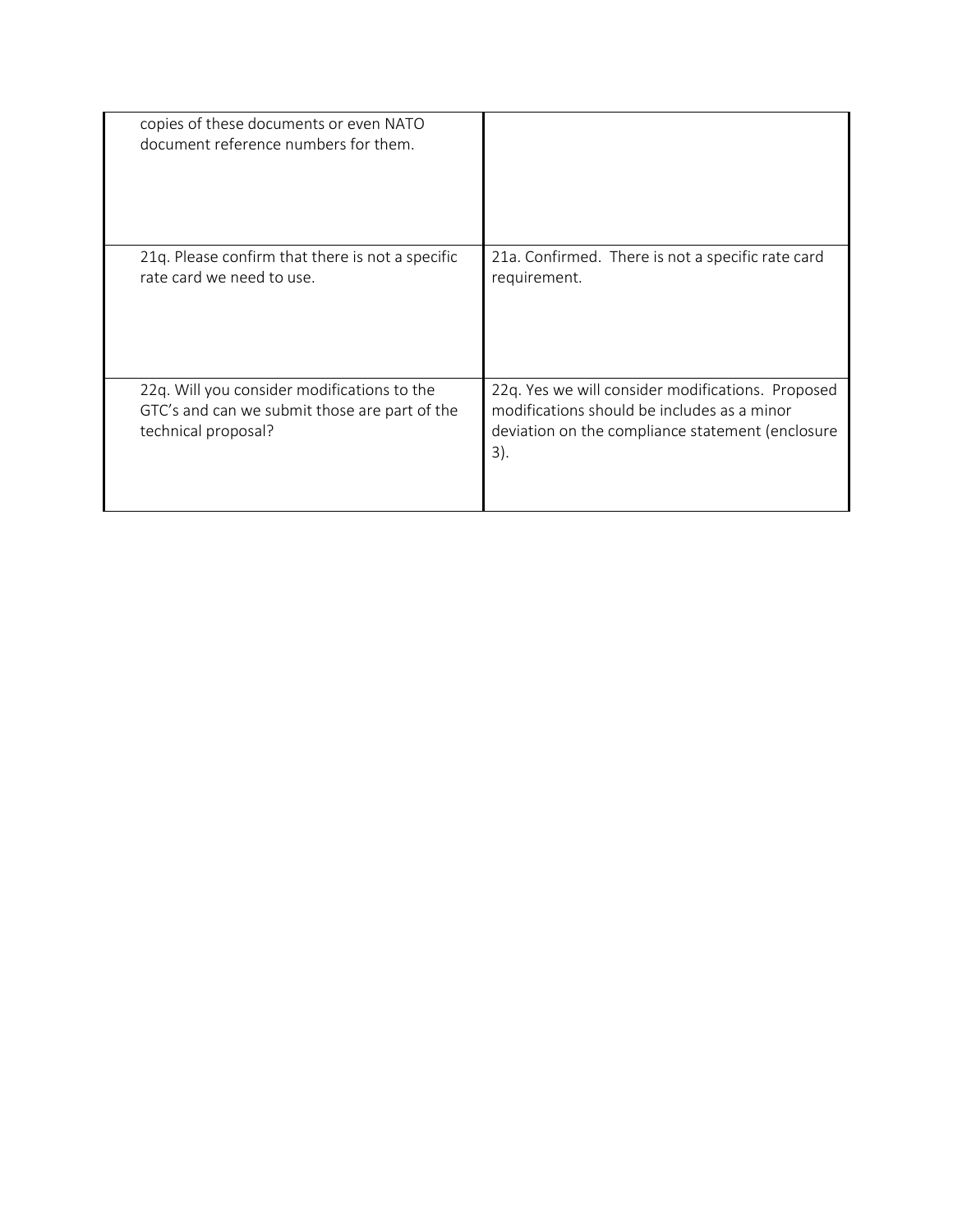| | |
|---|---|
| copies of these documents or even NATO document reference numbers for them. | |
| 21q. Please confirm that there is not a specific rate card we need to use. | 21a. Confirmed. There is not a specific rate card requirement. |
| 22q. Will you consider modifications to the GTC's and can we submit those are part of the technical proposal? | 22q. Yes we will consider modifications. Proposed modifications should be includes as a minor deviation on the compliance statement (enclosure 3). |